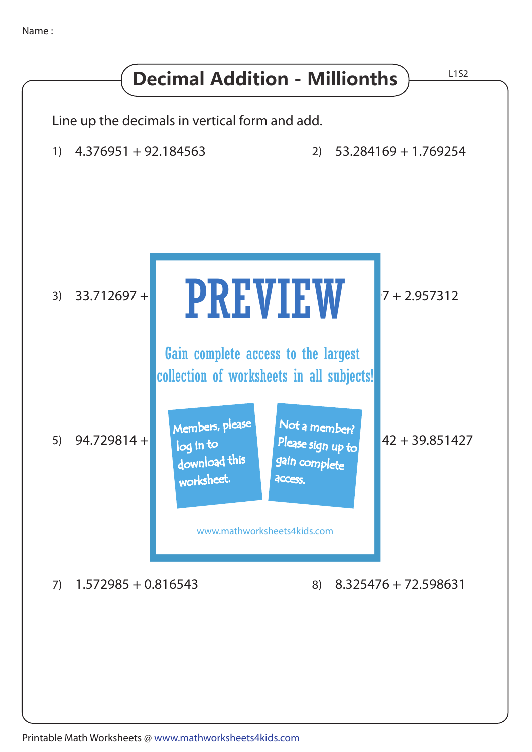Name : ______________________

# Decimal Addition - Millionths

L1S2

Line up the decimals in vertical form and add.

1) 4.376951 + 92.184563

2) 53.284169 + 1.769254

3) 33.712697 +

7 + 2.957312

PREVIEW

Gain complete access to the largest collection of worksheets in all subjects!

Members, please log in to download this worksheet.

Not a member? Please sign up to gain complete access.

www.mathworksheets4kids.com

5) 94.729814 +

42 + 39.851427

7) 1.572985 + 0.816543

8) 8.325476 + 72.598631

Printable Math Worksheets @ www.mathworksheets4kids.com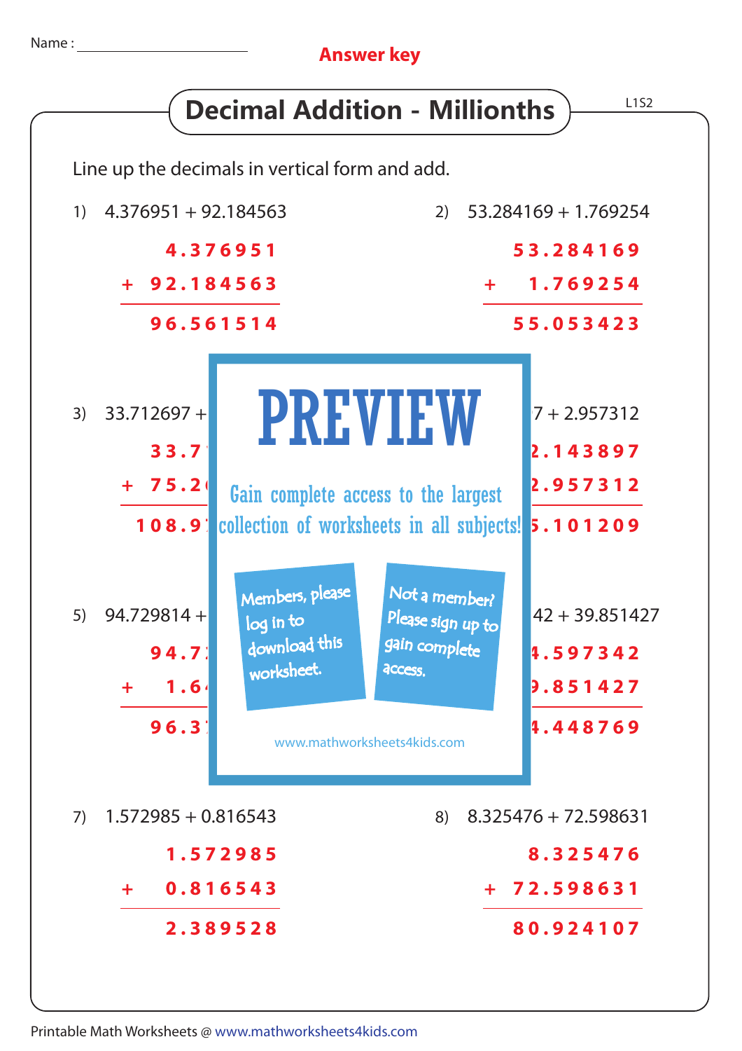Name :

**Answer key**

# Decimal Addition - Millionths

L1S2

Line up the decimals in vertical form and add.

1) 4.376951 + 92.184563

$$\begin{array}{r} 4.376951 \\ +\ 92.184563 \\ \hline 96.561514 \end{array}$$

2) 53.284169 + 1.769254

$$\begin{array}{r} 53.284169 \\ +\ 1.769254 \\ \hline 55.053423 \end{array}$$

3) 33.712697 +

33.7

+ 75.2

108.9

4) 7 + 2.957312

2.143897

2.957312

5.101209

5) 94.729814 +

94.7

+ 1.6

96.3

6) 42 + 39.851427

4.597342

9.851427

4.448769

PREVIEW

Gain complete access to the largest collection of worksheets in all subjects!

Members, please log in to download this worksheet.

Not a member? Please sign up to gain complete access.

www.mathworksheets4kids.com

7) 1.572985 + 0.816543

$$\begin{array}{r} 1.572985 \\ +\ 0.816543 \\ \hline 2.389528 \end{array}$$

8) 8.325476 + 72.598631

$$\begin{array}{r} 8.325476 \\ +\ 72.598631 \\ \hline 80.924107 \end{array}$$

Printable Math Worksheets @ www.mathworksheets4kids.com